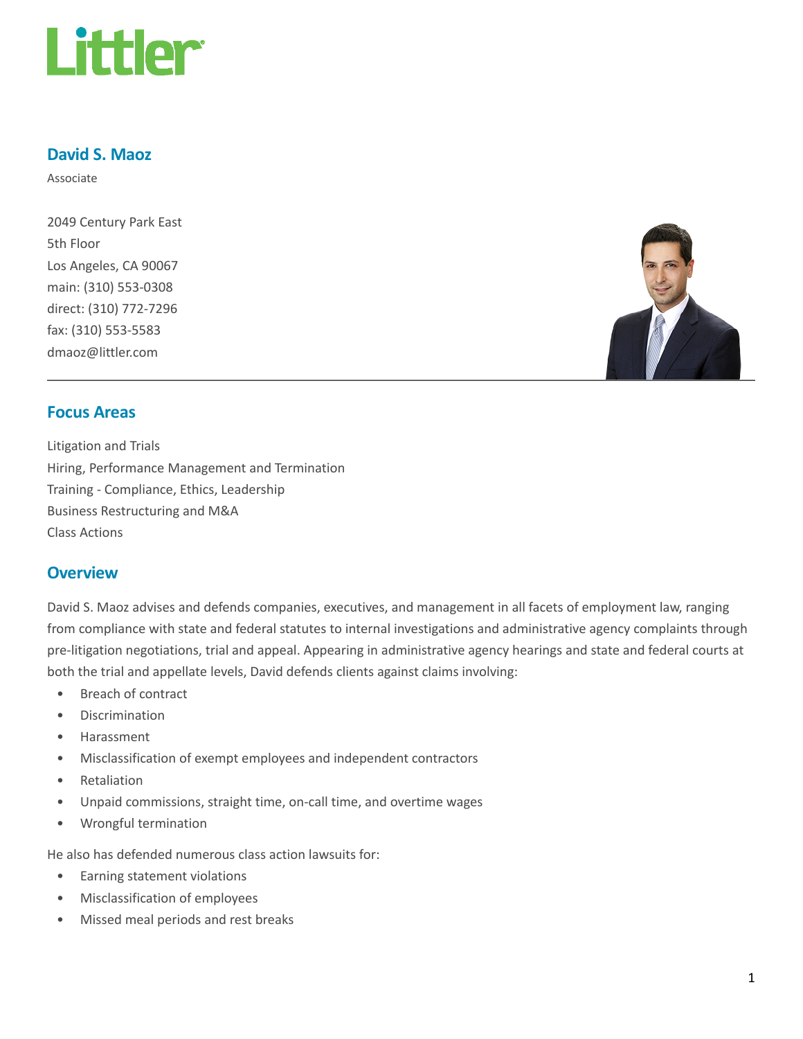# David S. Maoz

Associate

2049 Century Park East
5th Floor
Los Angeles, CA 90067
main: (310) 553-0308
direct: (310) 772-7296
fax: (310) 553-5583
dmaoz@littler.com

## Focus Areas

Litigation and Trials
Hiring, Performance Management and Termination
Training - Compliance, Ethics, Leadership
Business Restructuring and M&A
Class Actions

## Overview

David S. Maoz advises and defends companies, executives, and management in all facets of employment law, ranging from compliance with state and federal statutes to internal investigations and administrative agency complaints through pre-litigation negotiations, trial and appeal. Appearing in administrative agency hearings and state and federal courts at both the trial and appellate levels, David defends clients against claims involving:

- Breach of contract
- Discrimination
- Harassment
- Misclassification of exempt employees and independent contractors
- Retaliation
- Unpaid commissions, straight time, on-call time, and overtime wages
- Wrongful termination

He also has defended numerous class action lawsuits for:

- Earning statement violations
- Misclassification of employees
- Missed meal periods and rest breaks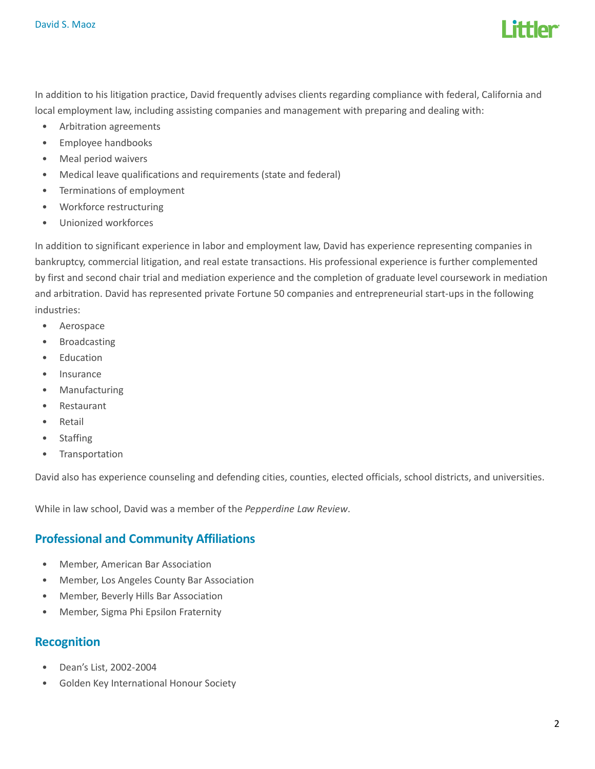In addition to his litigation practice, David frequently advises clients regarding compliance with federal, California and local employment law, including assisting companies and management with preparing and dealing with:

- Arbitration agreements
- Employee handbooks
- Meal period waivers
- Medical leave qualifications and requirements (state and federal)
- Terminations of employment
- Workforce restructuring
- Unionized workforces

In addition to significant experience in labor and employment law, David has experience representing companies in bankruptcy, commercial litigation, and real estate transactions. His professional experience is further complemented by first and second chair trial and mediation experience and the completion of graduate level coursework in mediation and arbitration. David has represented private Fortune 50 companies and entrepreneurial start-ups in the following industries:

- Aerospace
- Broadcasting
- Education
- Insurance
- Manufacturing
- Restaurant
- Retail
- Staffing
- Transportation

David also has experience counseling and defending cities, counties, elected officials, school districts, and universities.

While in law school, David was a member of the *Pepperdine Law Review*.

## Professional and Community Affiliations

- Member, American Bar Association
- Member, Los Angeles County Bar Association
- Member, Beverly Hills Bar Association
- Member, Sigma Phi Epsilon Fraternity

## Recognition

- Dean's List, 2002-2004
- Golden Key International Honour Society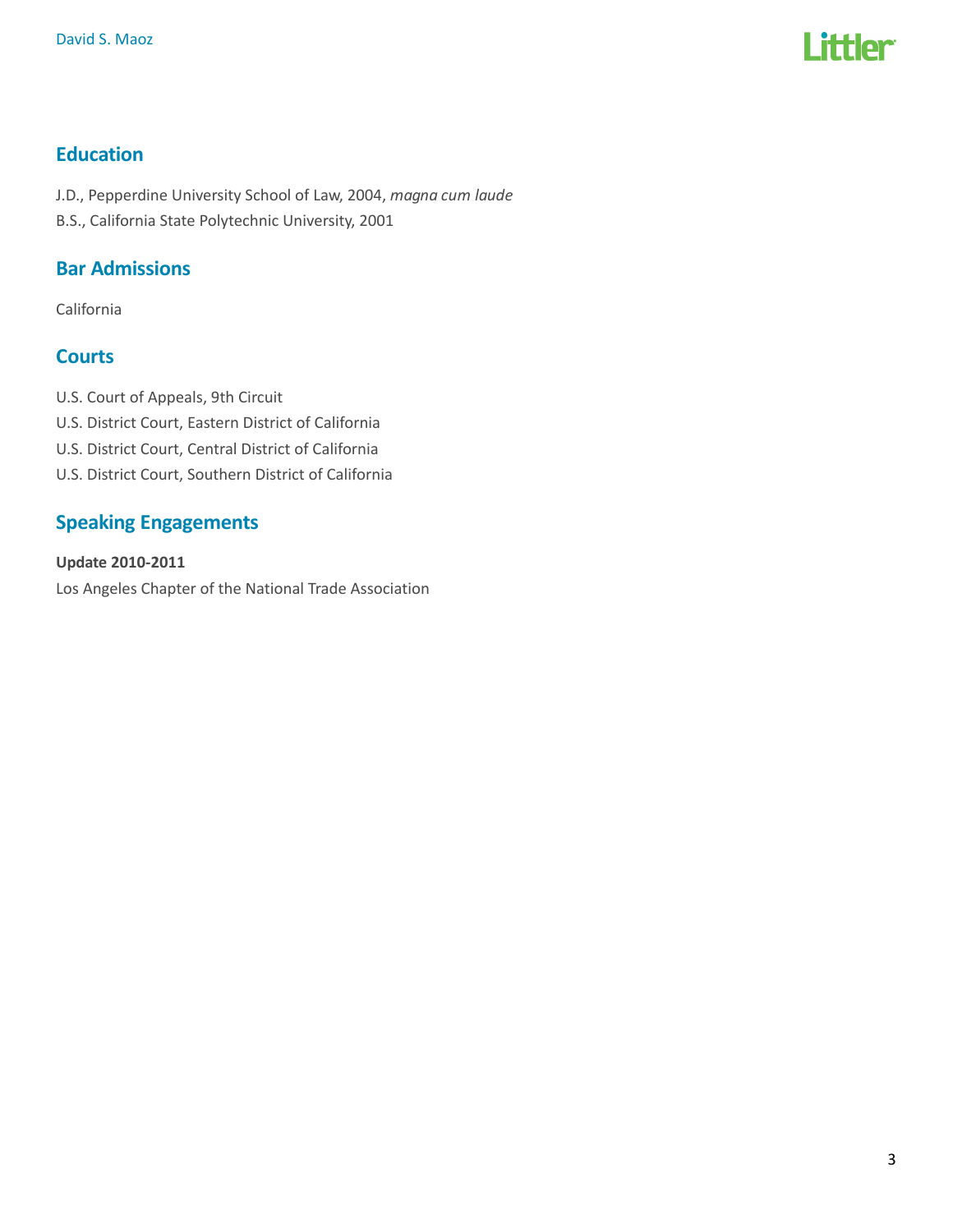## Education

J.D., Pepperdine University School of Law, 2004, *magna cum laude*

B.S., California State Polytechnic University, 2001

## Bar Admissions

California

## Courts

U.S. Court of Appeals, 9th Circuit

U.S. District Court, Eastern District of California

U.S. District Court, Central District of California

U.S. District Court, Southern District of California

## Speaking Engagements

**Update 2010-2011**

Los Angeles Chapter of the National Trade Association